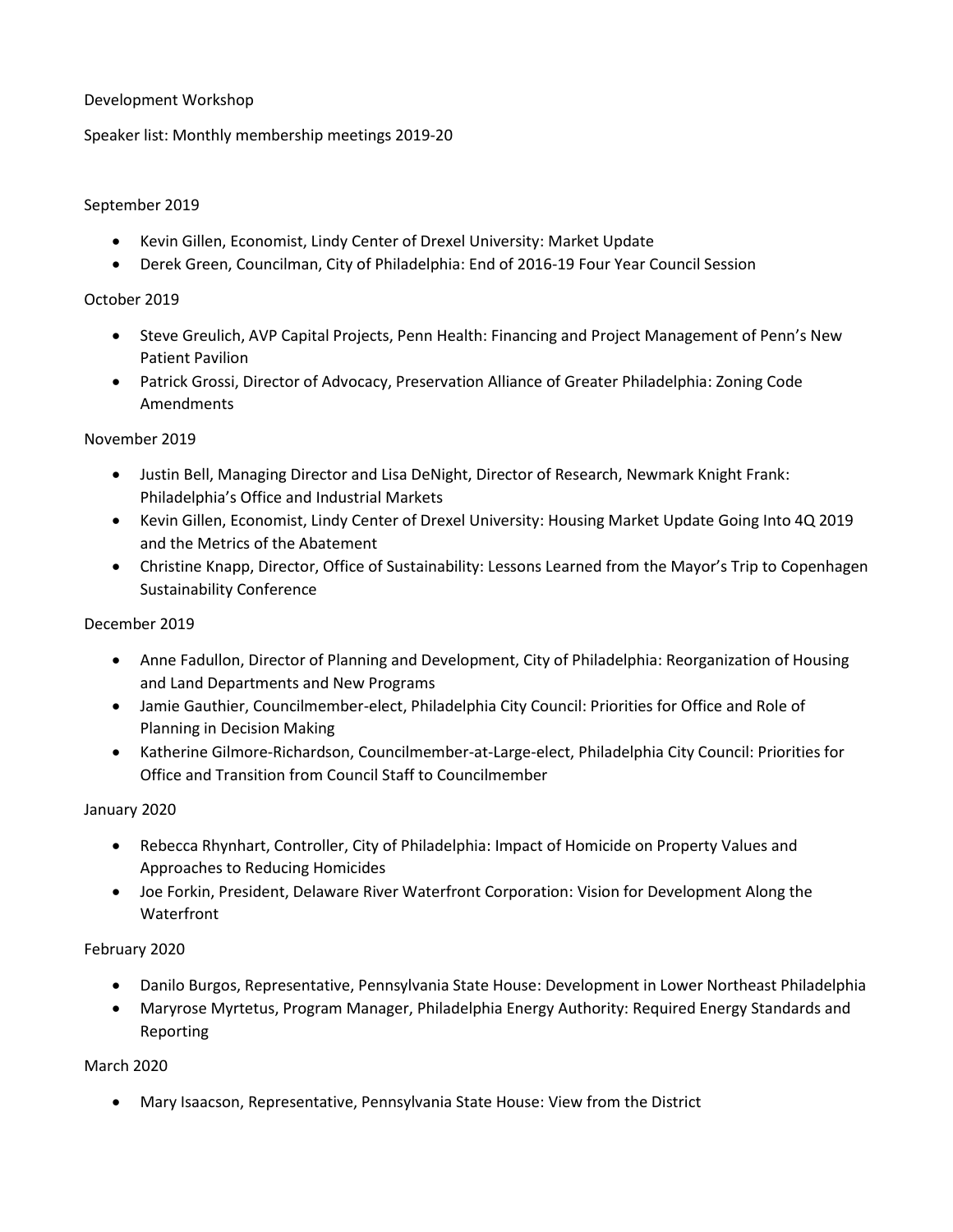Development Workshop

Speaker list: Monthly membership meetings 2019-20

September 2019

- Kevin Gillen, Economist, Lindy Center of Drexel University: Market Update
- Derek Green, Councilman, City of Philadelphia: End of 2016-19 Four Year Council Session

October 2019

- Steve Greulich, AVP Capital Projects, Penn Health: Financing and Project Management of Penn's New Patient Pavilion
- Patrick Grossi, Director of Advocacy, Preservation Alliance of Greater Philadelphia: Zoning Code Amendments

November 2019

- Justin Bell, Managing Director and Lisa DeNight, Director of Research, Newmark Knight Frank: Philadelphia's Office and Industrial Markets
- Kevin Gillen, Economist, Lindy Center of Drexel University: Housing Market Update Going Into 4Q 2019 and the Metrics of the Abatement
- Christine Knapp, Director, Office of Sustainability: Lessons Learned from the Mayor's Trip to Copenhagen Sustainability Conference

December 2019

- Anne Fadullon, Director of Planning and Development, City of Philadelphia: Reorganization of Housing and Land Departments and New Programs
- Jamie Gauthier, Councilmember-elect, Philadelphia City Council: Priorities for Office and Role of Planning in Decision Making
- Katherine Gilmore-Richardson, Councilmember-at-Large-elect, Philadelphia City Council: Priorities for Office and Transition from Council Staff to Councilmember

January 2020

- Rebecca Rhynhart, Controller, City of Philadelphia: Impact of Homicide on Property Values and Approaches to Reducing Homicides
- Joe Forkin, President, Delaware River Waterfront Corporation: Vision for Development Along the Waterfront

February 2020

- Danilo Burgos, Representative, Pennsylvania State House: Development in Lower Northeast Philadelphia
- Maryrose Myrtetus, Program Manager, Philadelphia Energy Authority: Required Energy Standards and Reporting

March 2020

- Mary Isaacson, Representative, Pennsylvania State House: View from the District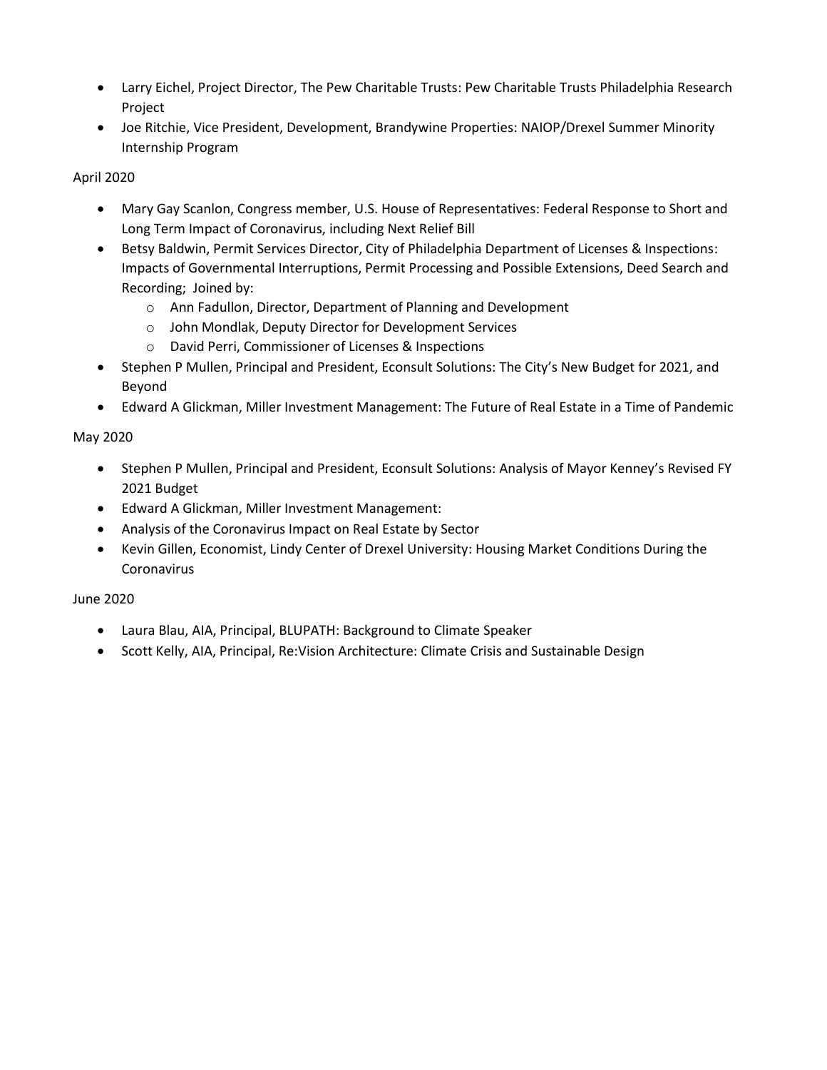- Larry Eichel, Project Director, The Pew Charitable Trusts: Pew Charitable Trusts Philadelphia Research Project
- Joe Ritchie, Vice President, Development, Brandywine Properties: NAIOP/Drexel Summer Minority Internship Program

April 2020

- Mary Gay Scanlon, Congress member, U.S. House of Representatives: Federal Response to Short and Long Term Impact of Coronavirus, including Next Relief Bill
- Betsy Baldwin, Permit Services Director, City of Philadelphia Department of Licenses & Inspections: Impacts of Governmental Interruptions, Permit Processing and Possible Extensions, Deed Search and Recording; Joined by:
    - Ann Fadullon, Director, Department of Planning and Development
    - John Mondlak, Deputy Director for Development Services
    - David Perri, Commissioner of Licenses & Inspections
- Stephen P Mullen, Principal and President, Econsult Solutions: The City's New Budget for 2021, and Beyond
- Edward A Glickman, Miller Investment Management: The Future of Real Estate in a Time of Pandemic

May 2020

- Stephen P Mullen, Principal and President, Econsult Solutions: Analysis of Mayor Kenney's Revised FY 2021 Budget
- Edward A Glickman, Miller Investment Management:
- Analysis of the Coronavirus Impact on Real Estate by Sector
- Kevin Gillen, Economist, Lindy Center of Drexel University: Housing Market Conditions During the Coronavirus

June 2020

- Laura Blau, AIA, Principal, BLUPATH: Background to Climate Speaker
- Scott Kelly, AIA, Principal, Re:Vision Architecture: Climate Crisis and Sustainable Design